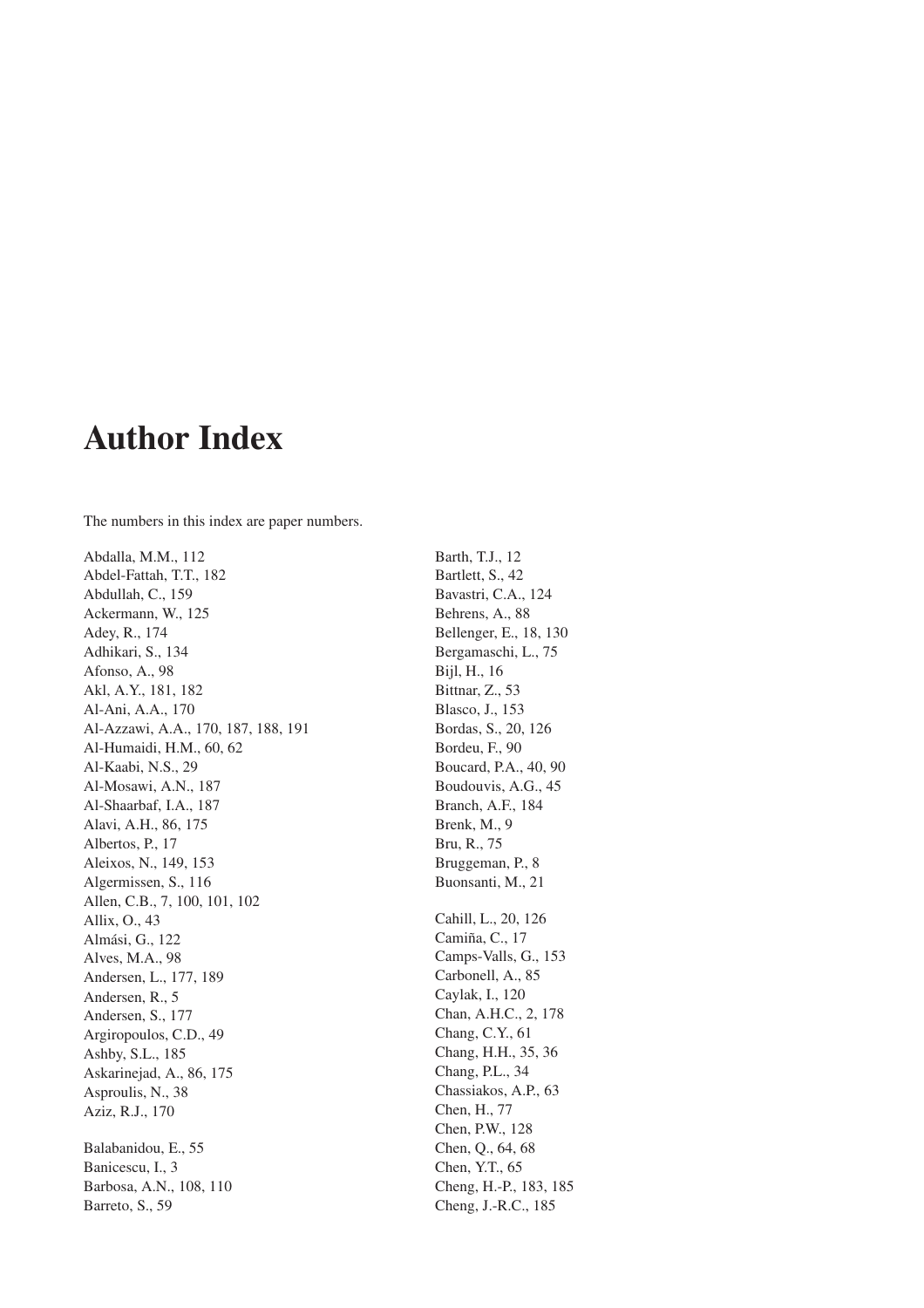# Author Index

The numbers in this index are paper numbers.

Abdalla, M.M., 112
Abdel-Fattah, T.T., 182
Abdullah, C., 159
Ackermann, W., 125
Adey, R., 174
Adhikari, S., 134
Afonso, A., 98
Akl, A.Y., 181, 182
Al-Ani, A.A., 170
Al-Azzawi, A.A., 170, 187, 188, 191
Al-Humaidi, H.M., 60, 62
Al-Kaabi, N.S., 29
Al-Mosawi, A.N., 187
Al-Shaarbaf, I.A., 187
Alavi, A.H., 86, 175
Albertos, P., 17
Aleixos, N., 149, 153
Algermissen, S., 116
Allen, C.B., 7, 100, 101, 102
Allix, O., 43
Almási, G., 122
Alves, M.A., 98
Andersen, L., 177, 189
Andersen, R., 5
Andersen, S., 177
Argiropoulos, C.D., 49
Ashby, S.L., 185
Askarinejad, A., 86, 175
Asproulis, N., 38
Aziz, R.J., 170

Balabanidou, E., 55
Banicescu, I., 3
Barbosa, A.N., 108, 110
Barreto, S., 59
Barth, T.J., 12
Bartlett, S., 42
Bavastri, C.A., 124
Behrens, A., 88
Bellenger, E., 18, 130
Bergamaschi, L., 75
Bijl, H., 16
Bittnar, Z., 53
Blasco, J., 153
Bordas, S., 20, 126
Bordeu, F., 90
Boucard, P.A., 40, 90
Boudouvis, A.G., 45
Branch, A.F., 184
Brenk, M., 9
Bru, R., 75
Bruggeman, P., 8
Buonsanti, M., 21

Cahill, L., 20, 126
Camiña, C., 17
Camps-Valls, G., 153
Carbonell, A., 85
Caylak, I., 120
Chan, A.H.C., 2, 178
Chang, C.Y., 61
Chang, H.H., 35, 36
Chang, P.L., 34
Chassiakos, A.P., 63
Chen, H., 77
Chen, P.W., 128
Chen, Q., 64, 68
Chen, Y.T., 65
Cheng, H.-P., 183, 185
Cheng, J.-R.C., 185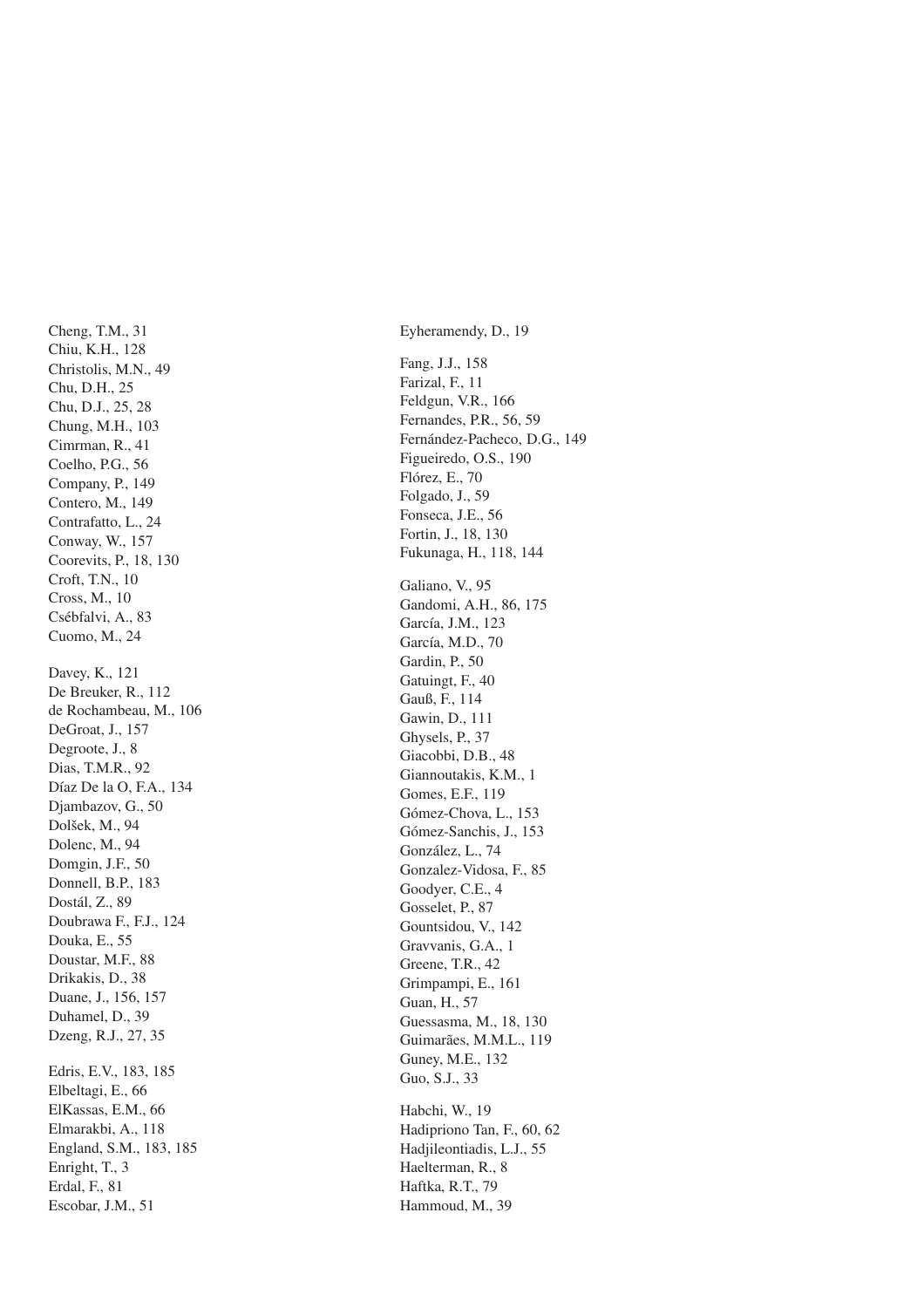Cheng, T.M., 31
Chiu, K.H., 128
Christolis, M.N., 49
Chu, D.H., 25
Chu, D.J., 25, 28
Chung, M.H., 103
Cimrman, R., 41
Coelho, P.G., 56
Company, P., 149
Contero, M., 149
Contrafatto, L., 24
Conway, W., 157
Coorevits, P., 18, 130
Croft, T.N., 10
Cross, M., 10
Csébfalvi, A., 83
Cuomo, M., 24

Davey, K., 121
De Breuker, R., 112
de Rochambeau, M., 106
DeGroat, J., 157
Degroote, J., 8
Dias, T.M.R., 92
Díaz De la O, F.A., 134
Djambazov, G., 50
Dolšek, M., 94
Dolenc, M., 94
Domgin, J.F., 50
Donnell, B.P., 183
Dostál, Z., 89
Doubrawa F., F.J., 124
Douka, E., 55
Doustar, M.F., 88
Drikakis, D., 38
Duane, J., 156, 157
Duhamel, D., 39
Dzeng, R.J., 27, 35

Edris, E.V., 183, 185
Elbeltagi, E., 66
ElKassas, E.M., 66
Elmarakbi, A., 118
England, S.M., 183, 185
Enright, T., 3
Erdal, F., 81
Escobar, J.M., 51

Eyheramendy, D., 19

Fang, J.J., 158
Farizal, F., 11
Feldgun, V.R., 166
Fernandes, P.R., 56, 59
Fernández-Pacheco, D.G., 149
Figueiredo, O.S., 190
Flórez, E., 70
Folgado, J., 59
Fonseca, J.E., 56
Fortin, J., 18, 130
Fukunaga, H., 118, 144

Galiano, V., 95
Gandomi, A.H., 86, 175
García, J.M., 123
García, M.D., 70
Gardin, P., 50
Gatuingt, F., 40
Gauß, F., 114
Gawin, D., 111
Ghysels, P., 37
Giacobbi, D.B., 48
Giannoutakis, K.M., 1
Gomes, E.F., 119
Gómez-Chova, L., 153
Gómez-Sanchis, J., 153
González, L., 74
Gonzalez-Vidosa, F., 85
Goodyer, C.E., 4
Gosselet, P., 87
Gountsidou, V., 142
Gravvanis, G.A., 1
Greene, T.R., 42
Grimpampi, E., 161
Guan, H., 57
Guessasma, M., 18, 130
Guimarães, M.M.L., 119
Guney, M.E., 132
Guo, S.J., 33

Habchi, W., 19
Hadipriono Tan, F., 60, 62
Hadjileontiadis, L.J., 55
Haelterman, R., 8
Haftka, R.T., 79
Hammoud, M., 39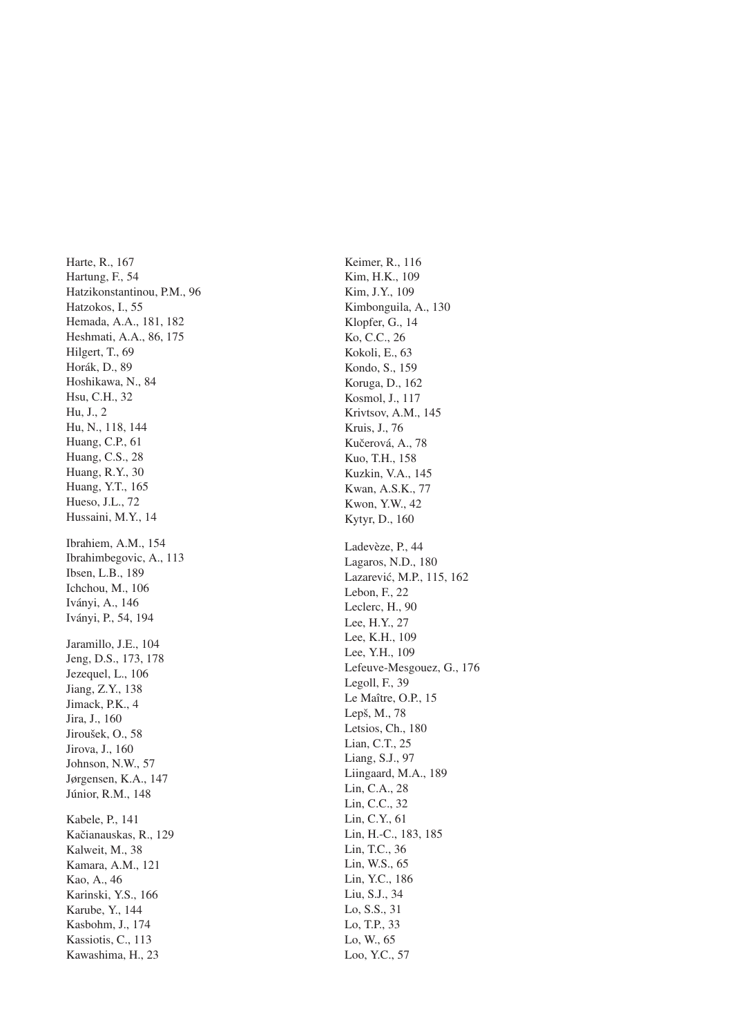Harte, R., 167
Hartung, F., 54
Hatzikonstantinou, P.M., 96
Hatzokos, I., 55
Hemada, A.A., 181, 182
Heshmati, A.A., 86, 175
Hilgert, T., 69
Horák, D., 89
Hoshikawa, N., 84
Hsu, C.H., 32
Hu, J., 2
Hu, N., 118, 144
Huang, C.P., 61
Huang, C.S., 28
Huang, R.Y., 30
Huang, Y.T., 165
Hueso, J.L., 72
Hussaini, M.Y., 14

Ibrahiem, A.M., 154
Ibrahimbegovic, A., 113
Ibsen, L.B., 189
Ichchou, M., 106
Iványi, A., 146
Iványi, P., 54, 194

Jaramillo, J.E., 104
Jeng, D.S., 173, 178
Jezequel, L., 106
Jiang, Z.Y., 138
Jimack, P.K., 4
Jira, J., 160
Jiroušek, O., 58
Jirova, J., 160
Johnson, N.W., 57
Jørgensen, K.A., 147
Júnior, R.M., 148

Kabele, P., 141
Kačianauskas, R., 129
Kalweit, M., 38
Kamara, A.M., 121
Kao, A., 46
Karinski, Y.S., 166
Karube, Y., 144
Kasbohm, J., 174
Kassiotis, C., 113
Kawashima, H., 23

Keimer, R., 116
Kim, H.K., 109
Kim, J.Y., 109
Kimbonguila, A., 130
Klopfer, G., 14
Ko, C.C., 26
Kokoli, E., 63
Kondo, S., 159
Koruga, D., 162
Kosmol, J., 117
Krivtsov, A.M., 145
Kruis, J., 76
Kučerová, A., 78
Kuo, T.H., 158
Kuzkin, V.A., 145
Kwan, A.S.K., 77
Kwon, Y.W., 42
Kytyr, D., 160

Ladevèze, P., 44
Lagaros, N.D., 180
Lazarević, M.P., 115, 162
Lebon, F., 22
Leclerc, H., 90
Lee, H.Y., 27
Lee, K.H., 109
Lee, Y.H., 109
Lefeuve-Mesgouez, G., 176
Legoll, F., 39
Le Maître, O.P., 15
Lepš, M., 78
Letsios, Ch., 180
Lian, C.T., 25
Liang, S.J., 97
Liingaard, M.A., 189
Lin, C.A., 28
Lin, C.C., 32
Lin, C.Y., 61
Lin, H.-C., 183, 185
Lin, T.C., 36
Lin, W.S., 65
Lin, Y.C., 186
Liu, S.J., 34
Lo, S.S., 31
Lo, T.P., 33
Lo, W., 65
Loo, Y.C., 57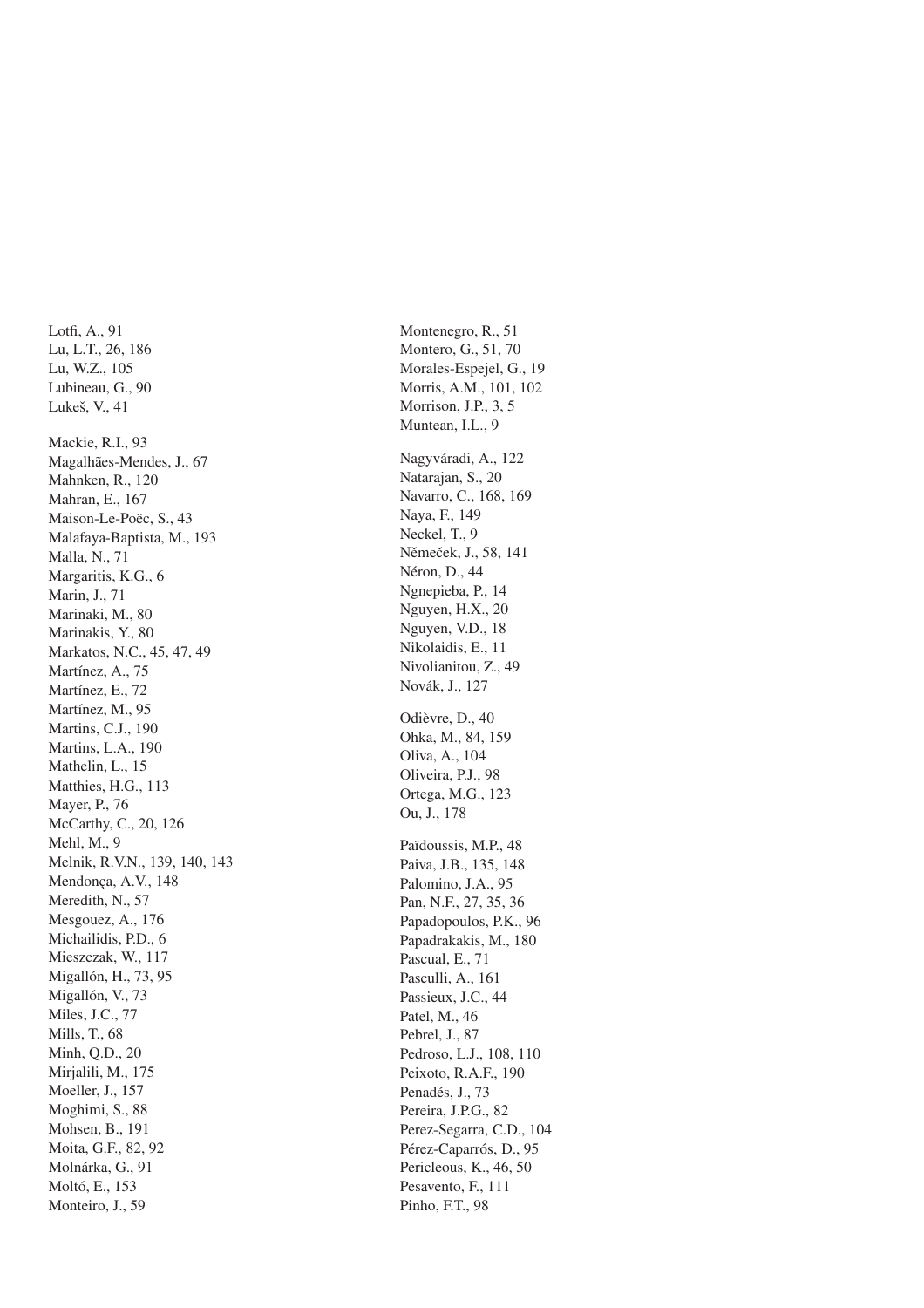Lotfi, A., 91
Lu, L.T., 26, 186
Lu, W.Z., 105
Lubineau, G., 90
Lukeš, V., 41

Mackie, R.I., 93
Magalhães-Mendes, J., 67
Mahnken, R., 120
Mahran, E., 167
Maison-Le-Poëc, S., 43
Malafaya-Baptista, M., 193
Malla, N., 71
Margaritis, K.G., 6
Marin, J., 71
Marinaki, M., 80
Marinakis, Y., 80
Markatos, N.C., 45, 47, 49
Martínez, A., 75
Martínez, E., 72
Martínez, M., 95
Martins, C.J., 190
Martins, L.A., 190
Mathelin, L., 15
Matthies, H.G., 113
Mayer, P., 76
McCarthy, C., 20, 126
Mehl, M., 9
Melnik, R.V.N., 139, 140, 143
Mendonça, A.V., 148
Meredith, N., 57
Mesgouez, A., 176
Michailidis, P.D., 6
Mieszczak, W., 117
Migallón, H., 73, 95
Migallón, V., 73
Miles, J.C., 77
Mills, T., 68
Minh, Q.D., 20
Mirjalili, M., 175
Moeller, J., 157
Moghimi, S., 88
Mohsen, B., 191
Moita, G.F., 82, 92
Molnárka, G., 91
Moltó, E., 153
Monteiro, J., 59

Montenegro, R., 51
Montero, G., 51, 70
Morales-Espejel, G., 19
Morris, A.M., 101, 102
Morrison, J.P., 3, 5
Muntean, I.L., 9

Nagyváradi, A., 122
Natarajan, S., 20
Navarro, C., 168, 169
Naya, F., 149
Neckel, T., 9
Němeček, J., 58, 141
Néron, D., 44
Ngnepieba, P., 14
Nguyen, H.X., 20
Nguyen, V.D., 18
Nikolaidis, E., 11
Nivolianitou, Z., 49
Novák, J., 127

Odièvre, D., 40
Ohka, M., 84, 159
Oliva, A., 104
Oliveira, P.J., 98
Ortega, M.G., 123
Ou, J., 178

Païdoussis, M.P., 48
Paiva, J.B., 135, 148
Palomino, J.A., 95
Pan, N.F., 27, 35, 36
Papadopoulos, P.K., 96
Papadrakakis, M., 180
Pascual, E., 71
Pasculli, A., 161
Passieux, J.C., 44
Patel, M., 46
Pebrel, J., 87
Pedroso, L.J., 108, 110
Peixoto, R.A.F., 190
Penadés, J., 73
Pereira, J.P.G., 82
Perez-Segarra, C.D., 104
Pérez-Caparrós, D., 95
Pericleous, K., 46, 50
Pesavento, F., 111
Pinho, F.T., 98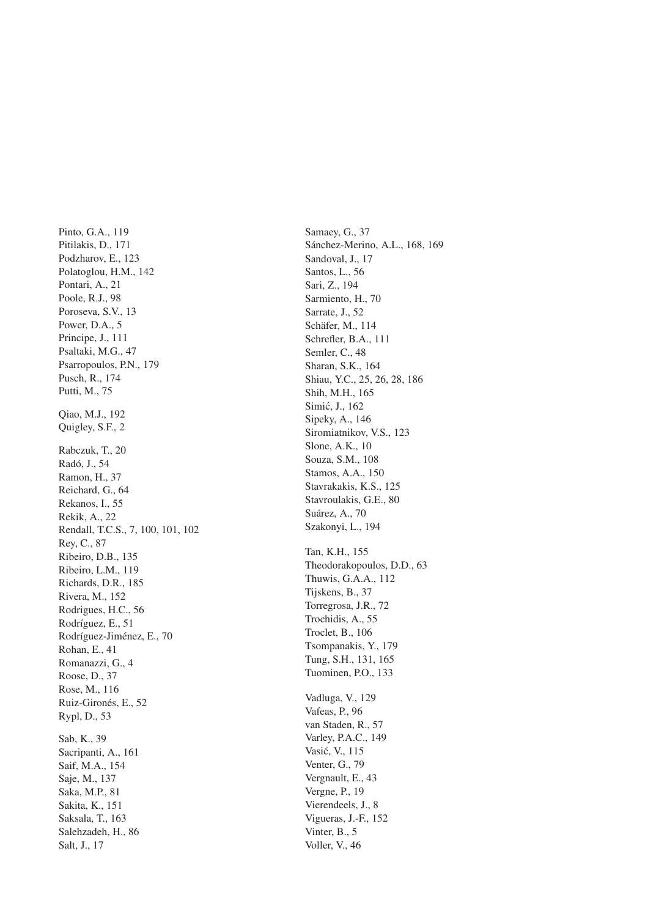Pinto, G.A., 119
Pitilakis, D., 171
Podzharov, E., 123
Polatoglou, H.M., 142
Pontari, A., 21
Poole, R.J., 98
Poroseva, S.V., 13
Power, D.A., 5
Principe, J., 111
Psaltaki, M.G., 47
Psarropoulos, P.N., 179
Pusch, R., 174
Putti, M., 75

Qiao, M.J., 192
Quigley, S.F., 2

Rabczuk, T., 20
Radó, J., 54
Ramon, H., 37
Reichard, G., 64
Rekanos, I., 55
Rekik, A., 22
Rendall, T.C.S., 7, 100, 101, 102
Rey, C., 87
Ribeiro, D.B., 135
Ribeiro, L.M., 119
Richards, D.R., 185
Rivera, M., 152
Rodrigues, H.C., 56
Rodríguez, E., 51
Rodríguez-Jiménez, E., 70
Rohan, E., 41
Romanazzi, G., 4
Roose, D., 37
Rose, M., 116
Ruiz-Gironés, E., 52
Rypl, D., 53

Sab, K., 39
Sacripanti, A., 161
Saif, M.A., 154
Saje, M., 137
Saka, M.P., 81
Sakita, K., 151
Saksala, T., 163
Salehzadeh, H., 86
Salt, J., 17
Samaey, G., 37
Sánchez-Merino, A.L., 168, 169
Sandoval, J., 17
Santos, L., 56
Sari, Z., 194
Sarmiento, H., 70
Sarrate, J., 52
Schäfer, M., 114
Schrefler, B.A., 111
Semler, C., 48
Sharan, S.K., 164
Shiau, Y.C., 25, 26, 28, 186
Shih, M.H., 165
Simić, J., 162
Sipeky, A., 146
Siromiatnikov, V.S., 123
Slone, A.K., 10
Souza, S.M., 108
Stamos, A.A., 150
Stavrakakis, K.S., 125
Stavroulakis, G.E., 80
Suárez, A., 70
Szakonyi, L., 194

Tan, K.H., 155
Theodorakopoulos, D.D., 63
Thuwis, G.A.A., 112
Tijskens, B., 37
Torregrosa, J.R., 72
Trochidis, A., 55
Troclet, B., 106
Tsompanakis, Y., 179
Tung, S.H., 131, 165
Tuominen, P.O., 133

Vadluga, V., 129
Vafeas, P., 96
van Staden, R., 57
Varley, P.A.C., 149
Vasić, V., 115
Venter, G., 79
Vergnault, E., 43
Vergne, P., 19
Vierendeels, J., 8
Vigueras, J.-F., 152
Vinter, B., 5
Voller, V., 46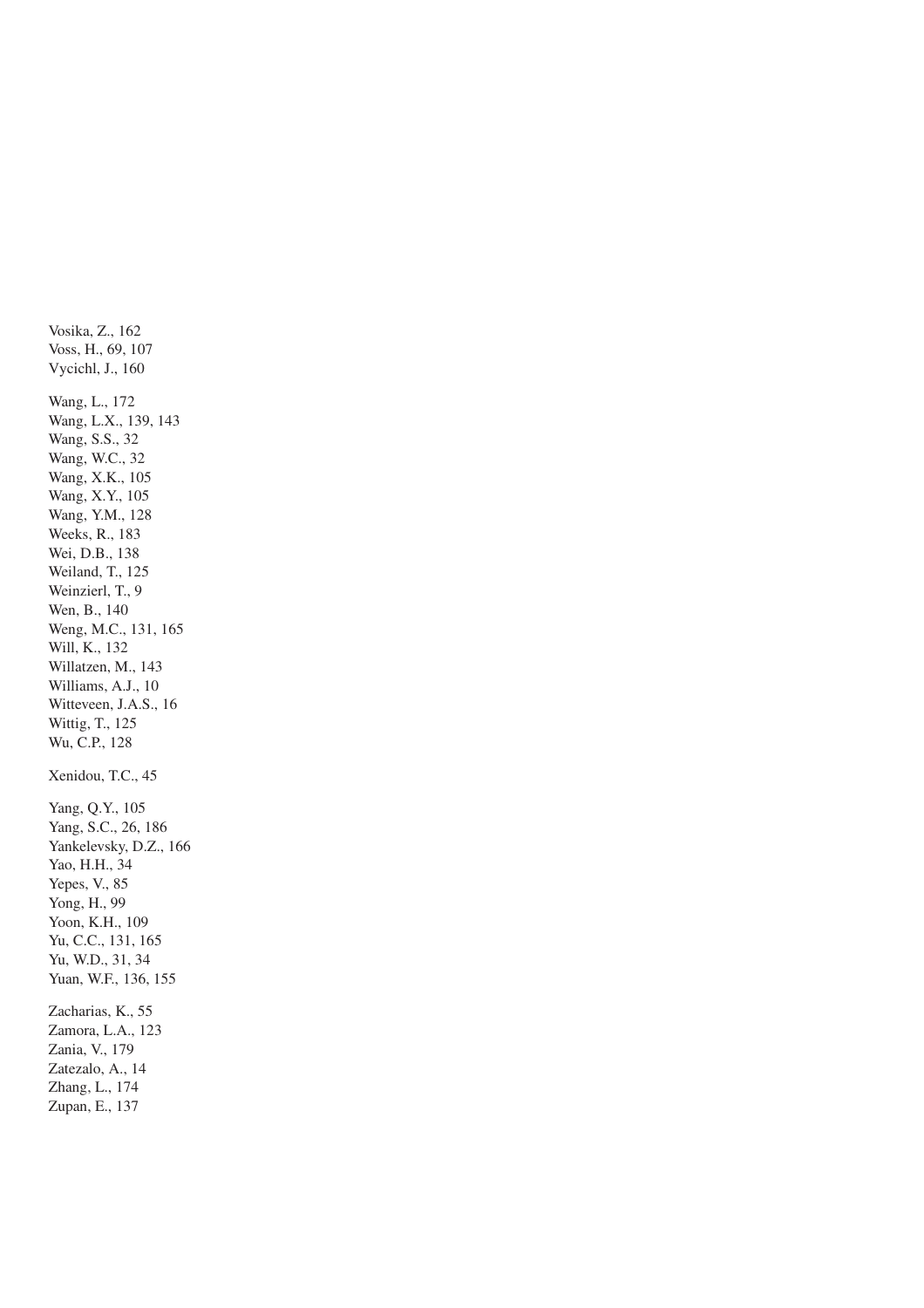Vosika, Z., 162
Voss, H., 69, 107
Vycichl, J., 160

Wang, L., 172
Wang, L.X., 139, 143
Wang, S.S., 32
Wang, W.C., 32
Wang, X.K., 105
Wang, X.Y., 105
Wang, Y.M., 128
Weeks, R., 183
Wei, D.B., 138
Weiland, T., 125
Weinzierl, T., 9
Wen, B., 140
Weng, M.C., 131, 165
Will, K., 132
Willatzen, M., 143
Williams, A.J., 10
Witteveen, J.A.S., 16
Wittig, T., 125
Wu, C.P., 128

Xenidou, T.C., 45

Yang, Q.Y., 105
Yang, S.C., 26, 186
Yankelevsky, D.Z., 166
Yao, H.H., 34
Yepes, V., 85
Yong, H., 99
Yoon, K.H., 109
Yu, C.C., 131, 165
Yu, W.D., 31, 34
Yuan, W.F., 136, 155

Zacharias, K., 55
Zamora, L.A., 123
Zania, V., 179
Zatezalo, A., 14
Zhang, L., 174
Zupan, E., 137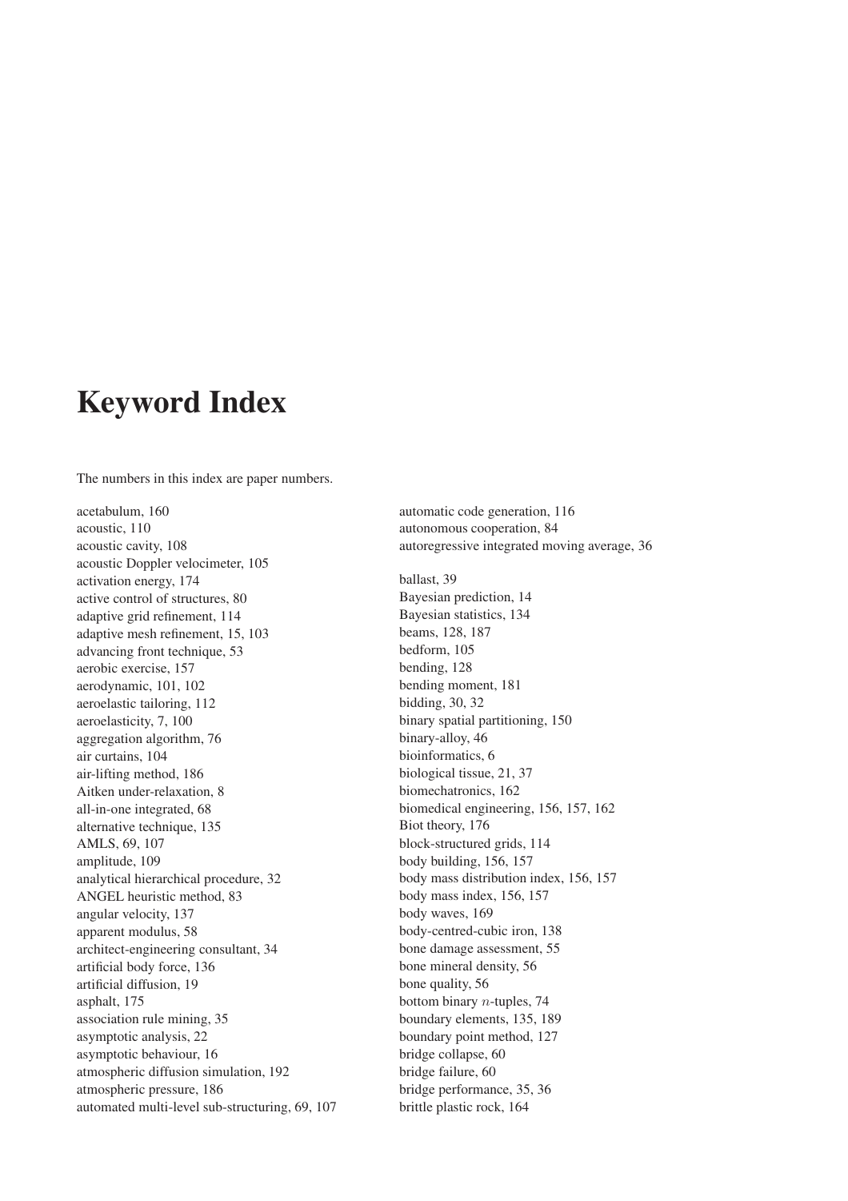# Keyword Index

The numbers in this index are paper numbers.

acetabulum, 160
acoustic, 110
acoustic cavity, 108
acoustic Doppler velocimeter, 105
activation energy, 174
active control of structures, 80
adaptive grid refinement, 114
adaptive mesh refinement, 15, 103
advancing front technique, 53
aerobic exercise, 157
aerodynamic, 101, 102
aeroelastic tailoring, 112
aeroelasticity, 7, 100
aggregation algorithm, 76
air curtains, 104
air-lifting method, 186
Aitken under-relaxation, 8
all-in-one integrated, 68
alternative technique, 135
AMLS, 69, 107
amplitude, 109
analytical hierarchical procedure, 32
ANGEL heuristic method, 83
angular velocity, 137
apparent modulus, 58
architect-engineering consultant, 34
artificial body force, 136
artificial diffusion, 19
asphalt, 175
association rule mining, 35
asymptotic analysis, 22
asymptotic behaviour, 16
atmospheric diffusion simulation, 192
atmospheric pressure, 186
automated multi-level sub-structuring, 69, 107
automatic code generation, 116
autonomous cooperation, 84
autoregressive integrated moving average, 36

ballast, 39
Bayesian prediction, 14
Bayesian statistics, 134
beams, 128, 187
bedform, 105
bending, 128
bending moment, 181
bidding, 30, 32
binary spatial partitioning, 150
binary-alloy, 46
bioinformatics, 6
biological tissue, 21, 37
biomechatronics, 162
biomedical engineering, 156, 157, 162
Biot theory, 176
block-structured grids, 114
body building, 156, 157
body mass distribution index, 156, 157
body mass index, 156, 157
body waves, 169
body-centred-cubic iron, 138
bone damage assessment, 55
bone mineral density, 56
bone quality, 56
bottom binary $n$-tuples, 74
boundary elements, 135, 189
boundary point method, 127
bridge collapse, 60
bridge failure, 60
bridge performance, 35, 36
brittle plastic rock, 164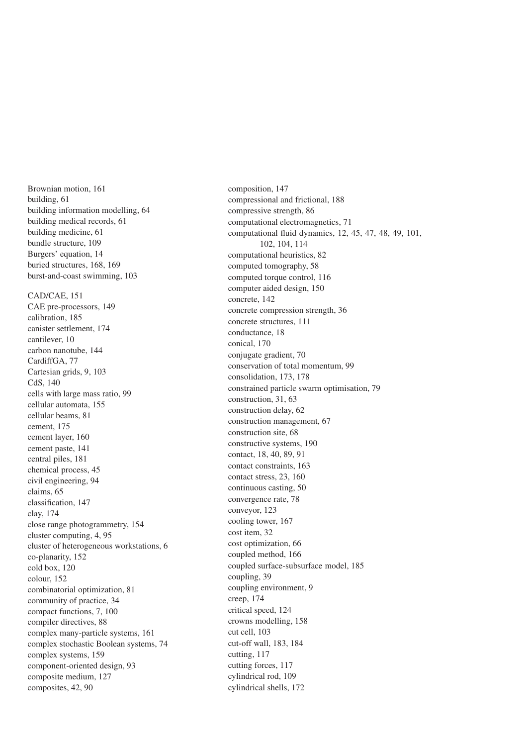Brownian motion, 161
building, 61
building information modelling, 64
building medical records, 61
building medicine, 61
bundle structure, 109
Burgers' equation, 14
buried structures, 168, 169
burst-and-coast swimming, 103

CAD/CAE, 151
CAE pre-processors, 149
calibration, 185
canister settlement, 174
cantilever, 10
carbon nanotube, 144
CardiffGA, 77
Cartesian grids, 9, 103
CdS, 140
cells with large mass ratio, 99
cellular automata, 155
cellular beams, 81
cement, 175
cement layer, 160
cement paste, 141
central piles, 181
chemical process, 45
civil engineering, 94
claims, 65
classification, 147
clay, 174
close range photogrammetry, 154
cluster computing, 4, 95
cluster of heterogeneous workstations, 6
co-planarity, 152
cold box, 120
colour, 152
combinatorial optimization, 81
community of practice, 34
compact functions, 7, 100
compiler directives, 88
complex many-particle systems, 161
complex stochastic Boolean systems, 74
complex systems, 159
component-oriented design, 93
composite medium, 127
composites, 42, 90
composition, 147
compressional and frictional, 188
compressive strength, 86
computational electromagnetics, 71
computational fluid dynamics, 12, 45, 47, 48, 49, 101, 102, 104, 114
computational heuristics, 82
computed tomography, 58
computed torque control, 116
computer aided design, 150
concrete, 142
concrete compression strength, 36
concrete structures, 111
conductance, 18
conical, 170
conjugate gradient, 70
conservation of total momentum, 99
consolidation, 173, 178
constrained particle swarm optimisation, 79
construction, 31, 63
construction delay, 62
construction management, 67
construction site, 68
constructive systems, 190
contact, 18, 40, 89, 91
contact constraints, 163
contact stress, 23, 160
continuous casting, 50
convergence rate, 78
conveyor, 123
cooling tower, 167
cost item, 32
cost optimization, 66
coupled method, 166
coupled surface-subsurface model, 185
coupling, 39
coupling environment, 9
creep, 174
critical speed, 124
crowns modelling, 158
cut cell, 103
cut-off wall, 183, 184
cutting, 117
cutting forces, 117
cylindrical rod, 109
cylindrical shells, 172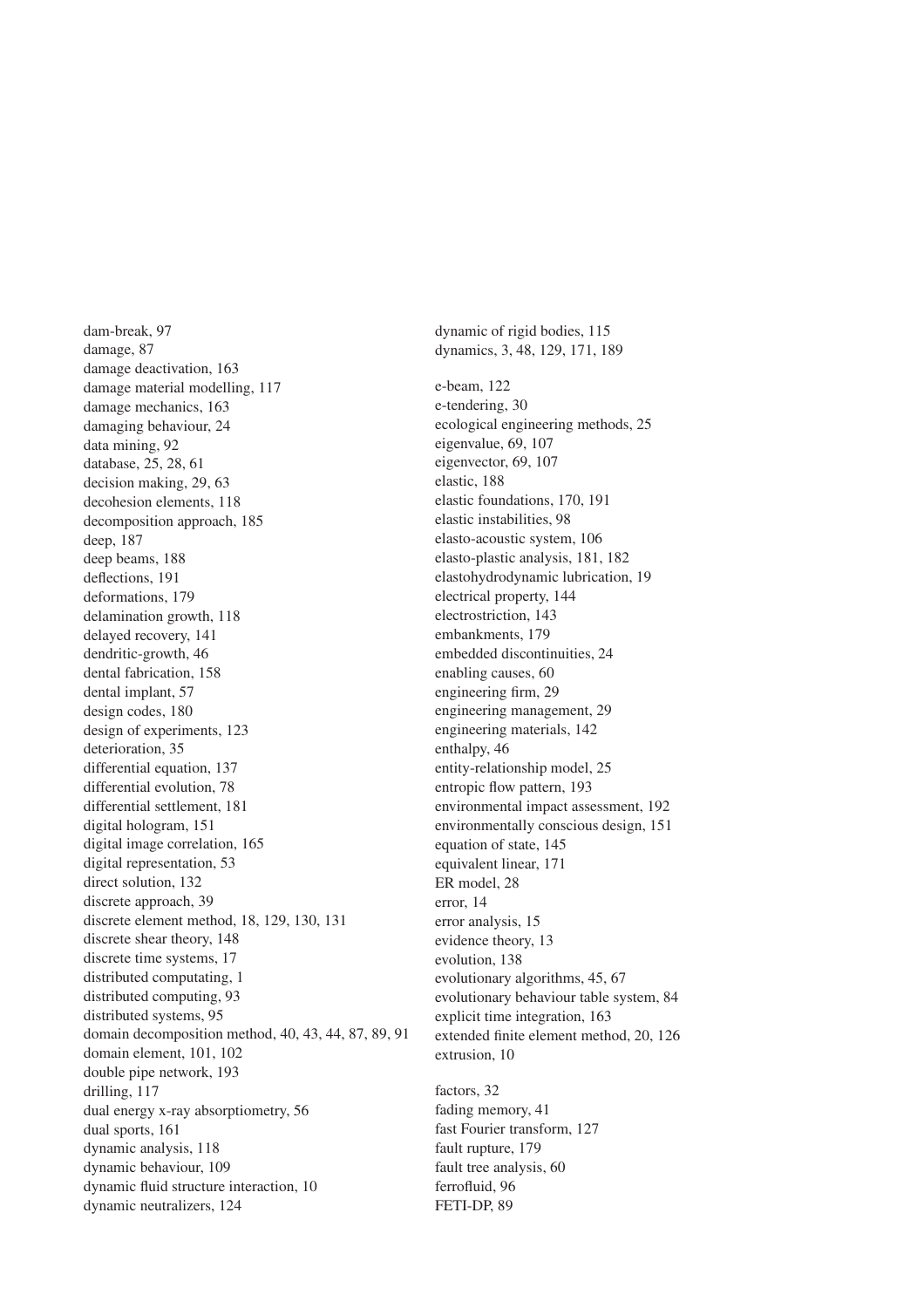dam-break, 97
damage, 87
damage deactivation, 163
damage material modelling, 117
damage mechanics, 163
damaging behaviour, 24
data mining, 92
database, 25, 28, 61
decision making, 29, 63
decohesion elements, 118
decomposition approach, 185
deep, 187
deep beams, 188
deflections, 191
deformations, 179
delamination growth, 118
delayed recovery, 141
dendritic-growth, 46
dental fabrication, 158
dental implant, 57
design codes, 180
design of experiments, 123
deterioration, 35
differential equation, 137
differential evolution, 78
differential settlement, 181
digital hologram, 151
digital image correlation, 165
digital representation, 53
direct solution, 132
discrete approach, 39
discrete element method, 18, 129, 130, 131
discrete shear theory, 148
discrete time systems, 17
distributed computating, 1
distributed computing, 93
distributed systems, 95
domain decomposition method, 40, 43, 44, 87, 89, 91
domain element, 101, 102
double pipe network, 193
drilling, 117
dual energy x-ray absorptiometry, 56
dual sports, 161
dynamic analysis, 118
dynamic behaviour, 109
dynamic fluid structure interaction, 10
dynamic neutralizers, 124
dynamic of rigid bodies, 115
dynamics, 3, 48, 129, 171, 189

e-beam, 122
e-tendering, 30
ecological engineering methods, 25
eigenvalue, 69, 107
eigenvector, 69, 107
elastic, 188
elastic foundations, 170, 191
elastic instabilities, 98
elasto-acoustic system, 106
elasto-plastic analysis, 181, 182
elastohydrodynamic lubrication, 19
electrical property, 144
electrostriction, 143
embankments, 179
embedded discontinuities, 24
enabling causes, 60
engineering firm, 29
engineering management, 29
engineering materials, 142
enthalpy, 46
entity-relationship model, 25
entropic flow pattern, 193
environmental impact assessment, 192
environmentally conscious design, 151
equation of state, 145
equivalent linear, 171
ER model, 28
error, 14
error analysis, 15
evidence theory, 13
evolution, 138
evolutionary algorithms, 45, 67
evolutionary behaviour table system, 84
explicit time integration, 163
extended finite element method, 20, 126
extrusion, 10

factors, 32
fading memory, 41
fast Fourier transform, 127
fault rupture, 179
fault tree analysis, 60
ferrofluid, 96
FETI-DP, 89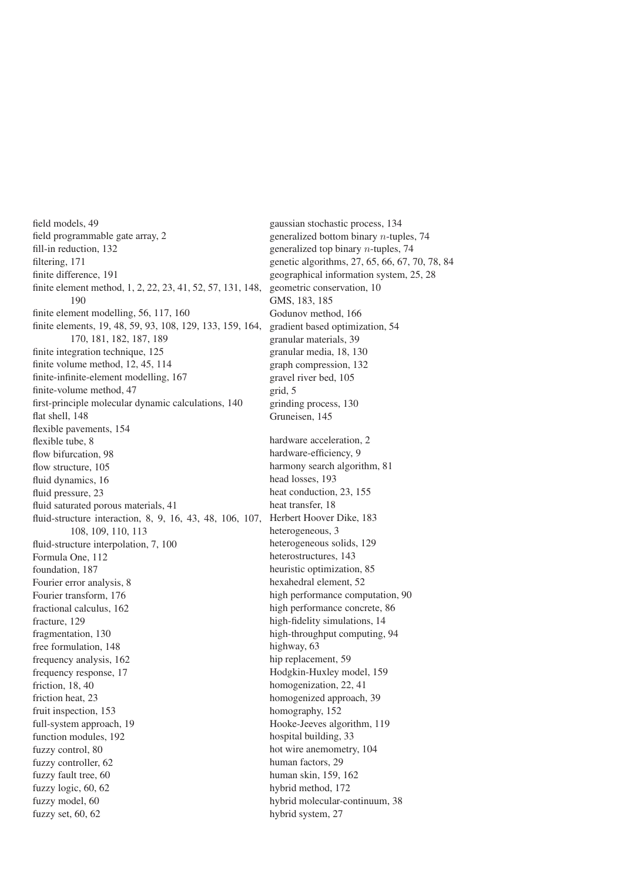field models, 49
field programmable gate array, 2
fill-in reduction, 132
filtering, 171
finite difference, 191
finite element method, 1, 2, 22, 23, 41, 52, 57, 131, 148, 190
finite element modelling, 56, 117, 160
finite elements, 19, 48, 59, 93, 108, 129, 133, 159, 164, 170, 181, 182, 187, 189
finite integration technique, 125
finite volume method, 12, 45, 114
finite-infinite-element modelling, 167
finite-volume method, 47
first-principle molecular dynamic calculations, 140
flat shell, 148
flexible pavements, 154
flexible tube, 8
flow bifurcation, 98
flow structure, 105
fluid dynamics, 16
fluid pressure, 23
fluid saturated porous materials, 41
fluid-structure interaction, 8, 9, 16, 43, 48, 106, 107, 108, 109, 110, 113
fluid-structure interpolation, 7, 100
Formula One, 112
foundation, 187
Fourier error analysis, 8
Fourier transform, 176
fractional calculus, 162
fracture, 129
fragmentation, 130
free formulation, 148
frequency analysis, 162
frequency response, 17
friction, 18, 40
friction heat, 23
fruit inspection, 153
full-system approach, 19
function modules, 192
fuzzy control, 80
fuzzy controller, 62
fuzzy fault tree, 60
fuzzy logic, 60, 62
fuzzy model, 60
fuzzy set, 60, 62

gaussian stochastic process, 134
generalized bottom binary $n$-tuples, 74
generalized top binary $n$-tuples, 74
genetic algorithms, 27, 65, 66, 67, 70, 78, 84
geographical information system, 25, 28
geometric conservation, 10
GMS, 183, 185
Godunov method, 166
gradient based optimization, 54
granular materials, 39
granular media, 18, 130
graph compression, 132
gravel river bed, 105
grid, 5
grinding process, 130
Gruneisen, 145

hardware acceleration, 2
hardware-efficiency, 9
harmony search algorithm, 81
head losses, 193
heat conduction, 23, 155
heat transfer, 18
Herbert Hoover Dike, 183
heterogeneous, 3
heterogeneous solids, 129
heterostructures, 143
heuristic optimization, 85
hexahedral element, 52
high performance computation, 90
high performance concrete, 86
high-fidelity simulations, 14
high-throughput computing, 94
highway, 63
hip replacement, 59
Hodgkin-Huxley model, 159
homogenization, 22, 41
homogenized approach, 39
homography, 152
Hooke-Jeeves algorithm, 119
hospital building, 33
hot wire anemometry, 104
human factors, 29
human skin, 159, 162
hybrid method, 172
hybrid molecular-continuum, 38
hybrid system, 27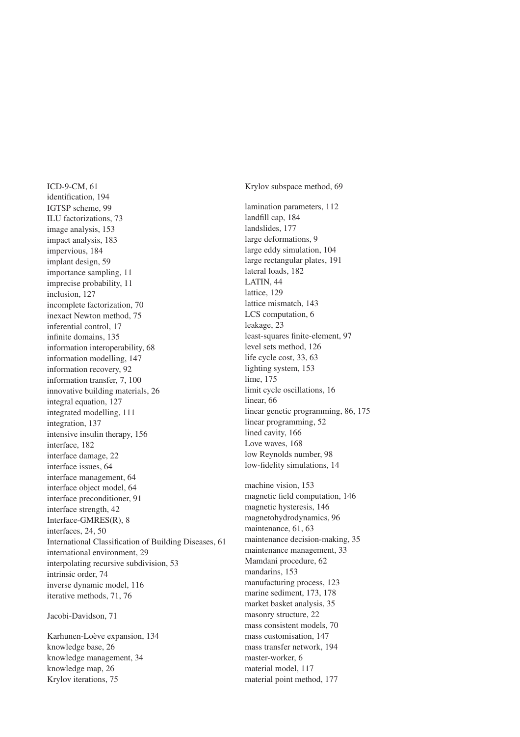ICD-9-CM, 61
identification, 194
IGTSP scheme, 99
ILU factorizations, 73
image analysis, 153
impact analysis, 183
impervious, 184
implant design, 59
importance sampling, 11
imprecise probability, 11
inclusion, 127
incomplete factorization, 70
inexact Newton method, 75
inferential control, 17
infinite domains, 135
information interoperability, 68
information modelling, 147
information recovery, 92
information transfer, 7, 100
innovative building materials, 26
integral equation, 127
integrated modelling, 111
integration, 137
intensive insulin therapy, 156
interface, 182
interface damage, 22
interface issues, 64
interface management, 64
interface object model, 64
interface preconditioner, 91
interface strength, 42
Interface-GMRES(R), 8
interfaces, 24, 50
International Classification of Building Diseases, 61
international environment, 29
interpolating recursive subdivision, 53
intrinsic order, 74
inverse dynamic model, 116
iterative methods, 71, 76

Jacobi-Davidson, 71

Karhunen-Loève expansion, 134
knowledge base, 26
knowledge management, 34
knowledge map, 26
Krylov iterations, 75
Krylov subspace method, 69

lamination parameters, 112
landfill cap, 184
landslides, 177
large deformations, 9
large eddy simulation, 104
large rectangular plates, 191
lateral loads, 182
LATIN, 44
lattice, 129
lattice mismatch, 143
LCS computation, 6
leakage, 23
least-squares finite-element, 97
level sets method, 126
life cycle cost, 33, 63
lighting system, 153
lime, 175
limit cycle oscillations, 16
linear, 66
linear genetic programming, 86, 175
linear programming, 52
lined cavity, 166
Love waves, 168
low Reynolds number, 98
low-fidelity simulations, 14

machine vision, 153
magnetic field computation, 146
magnetic hysteresis, 146
magnetohydrodynamics, 96
maintenance, 61, 63
maintenance decision-making, 35
maintenance management, 33
Mamdani procedure, 62
mandarins, 153
manufacturing process, 123
marine sediment, 173, 178
market basket analysis, 35
masonry structure, 22
mass consistent models, 70
mass customisation, 147
mass transfer network, 194
master-worker, 6
material model, 117
material point method, 177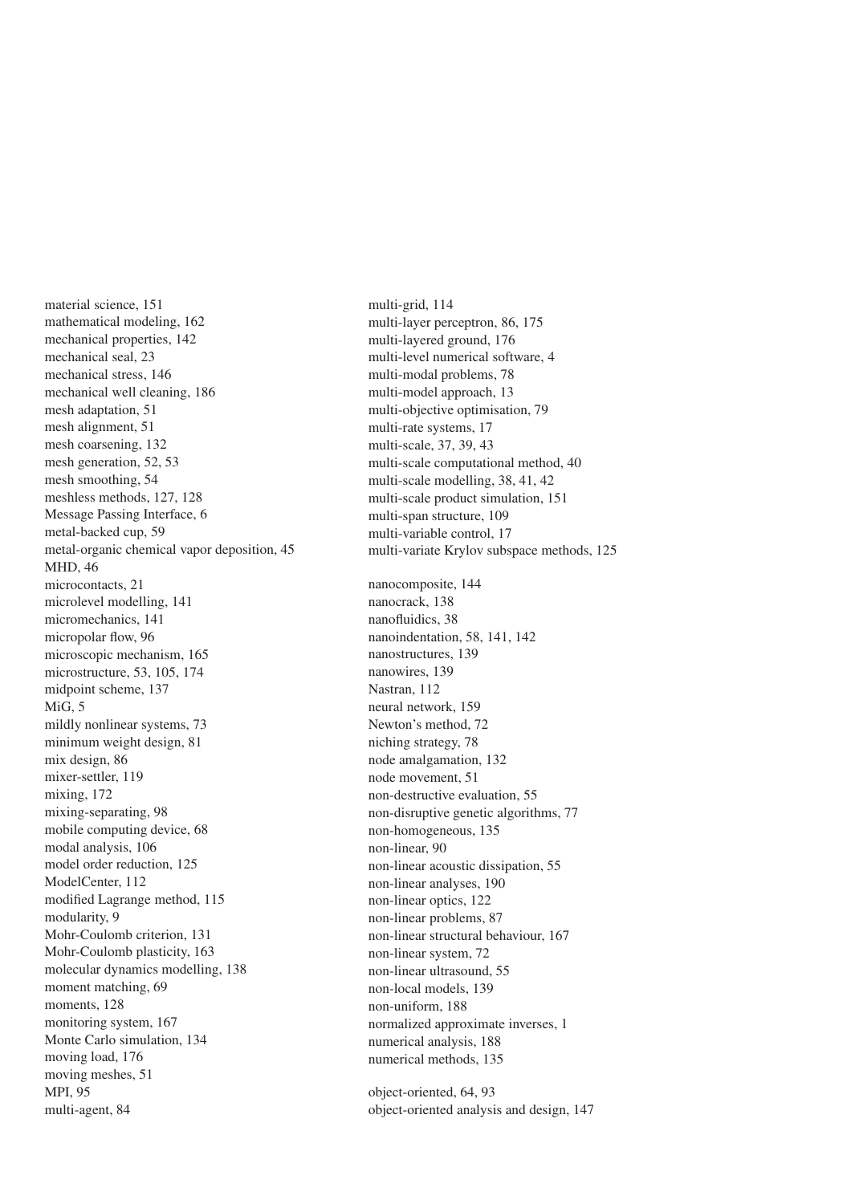material science, 151
mathematical modeling, 162
mechanical properties, 142
mechanical seal, 23
mechanical stress, 146
mechanical well cleaning, 186
mesh adaptation, 51
mesh alignment, 51
mesh coarsening, 132
mesh generation, 52, 53
mesh smoothing, 54
meshless methods, 127, 128
Message Passing Interface, 6
metal-backed cup, 59
metal-organic chemical vapor deposition, 45
MHD, 46
microcontacts, 21
microlevel modelling, 141
micromechanics, 141
micropolar flow, 96
microscopic mechanism, 165
microstructure, 53, 105, 174
midpoint scheme, 137
MiG, 5
mildly nonlinear systems, 73
minimum weight design, 81
mix design, 86
mixer-settler, 119
mixing, 172
mixing-separating, 98
mobile computing device, 68
modal analysis, 106
model order reduction, 125
ModelCenter, 112
modified Lagrange method, 115
modularity, 9
Mohr-Coulomb criterion, 131
Mohr-Coulomb plasticity, 163
molecular dynamics modelling, 138
moment matching, 69
moments, 128
monitoring system, 167
Monte Carlo simulation, 134
moving load, 176
moving meshes, 51
MPI, 95
multi-agent, 84
multi-grid, 114
multi-layer perceptron, 86, 175
multi-layered ground, 176
multi-level numerical software, 4
multi-modal problems, 78
multi-model approach, 13
multi-objective optimisation, 79
multi-rate systems, 17
multi-scale, 37, 39, 43
multi-scale computational method, 40
multi-scale modelling, 38, 41, 42
multi-scale product simulation, 151
multi-span structure, 109
multi-variable control, 17
multi-variate Krylov subspace methods, 125

nanocomposite, 144
nanocrack, 138
nanofluidics, 38
nanoindentation, 58, 141, 142
nanostructures, 139
nanowires, 139
Nastran, 112
neural network, 159
Newton's method, 72
niching strategy, 78
node amalgamation, 132
node movement, 51
non-destructive evaluation, 55
non-disruptive genetic algorithms, 77
non-homogeneous, 135
non-linear, 90
non-linear acoustic dissipation, 55
non-linear analyses, 190
non-linear optics, 122
non-linear problems, 87
non-linear structural behaviour, 167
non-linear system, 72
non-linear ultrasound, 55
non-local models, 139
non-uniform, 188
normalized approximate inverses, 1
numerical analysis, 188
numerical methods, 135

object-oriented, 64, 93
object-oriented analysis and design, 147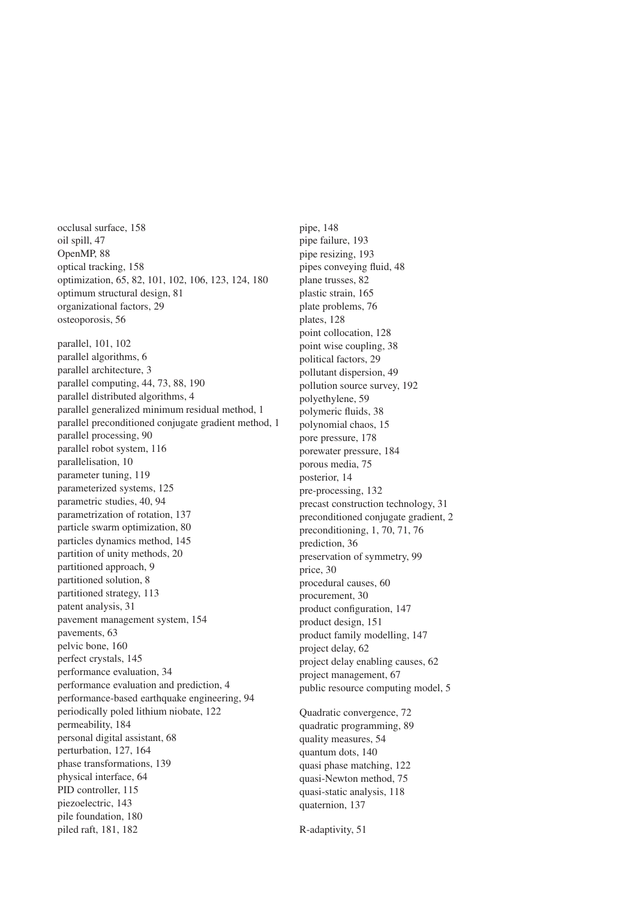occlusal surface, 158
oil spill, 47
OpenMP, 88
optical tracking, 158
optimization, 65, 82, 101, 102, 106, 123, 124, 180
optimum structural design, 81
organizational factors, 29
osteoporosis, 56

parallel, 101, 102
parallel algorithms, 6
parallel architecture, 3
parallel computing, 44, 73, 88, 190
parallel distributed algorithms, 4
parallel generalized minimum residual method, 1
parallel preconditioned conjugate gradient method, 1
parallel processing, 90
parallel robot system, 116
parallelisation, 10
parameter tuning, 119
parameterized systems, 125
parametric studies, 40, 94
parametrization of rotation, 137
particle swarm optimization, 80
particles dynamics method, 145
partition of unity methods, 20
partitioned approach, 9
partitioned solution, 8
partitioned strategy, 113
patent analysis, 31
pavement management system, 154
pavements, 63
pelvic bone, 160
perfect crystals, 145
performance evaluation, 34
performance evaluation and prediction, 4
performance-based earthquake engineering, 94
periodically poled lithium niobate, 122
permeability, 184
personal digital assistant, 68
perturbation, 127, 164
phase transformations, 139
physical interface, 64
PID controller, 115
piezoelectric, 143
pile foundation, 180
piled raft, 181, 182

pipe, 148
pipe failure, 193
pipe resizing, 193
pipes conveying fluid, 48
plane trusses, 82
plastic strain, 165
plate problems, 76
plates, 128
point collocation, 128
point wise coupling, 38
political factors, 29
pollutant dispersion, 49
pollution source survey, 192
polyethylene, 59
polymeric fluids, 38
polynomial chaos, 15
pore pressure, 178
porewater pressure, 184
porous media, 75
posterior, 14
pre-processing, 132
precast construction technology, 31
preconditioned conjugate gradient, 2
preconditioning, 1, 70, 71, 76
prediction, 36
preservation of symmetry, 99
price, 30
procedural causes, 60
procurement, 30
product configuration, 147
product design, 151
product family modelling, 147
project delay, 62
project delay enabling causes, 62
project management, 67
public resource computing model, 5

Quadratic convergence, 72
quadratic programming, 89
quality measures, 54
quantum dots, 140
quasi phase matching, 122
quasi-Newton method, 75
quasi-static analysis, 118
quaternion, 137

R-adaptivity, 51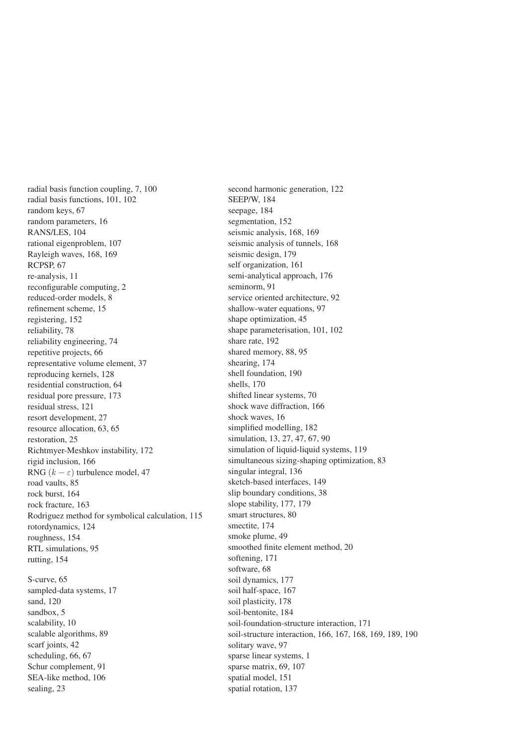radial basis function coupling, 7, 100
radial basis functions, 101, 102
random keys, 67
random parameters, 16
RANS/LES, 104
rational eigenproblem, 107
Rayleigh waves, 168, 169
RCPSP, 67
re-analysis, 11
reconfigurable computing, 2
reduced-order models, 8
refinement scheme, 15
registering, 152
reliability, 78
reliability engineering, 74
repetitive projects, 66
representative volume element, 37
reproducing kernels, 128
residential construction, 64
residual pore pressure, 173
residual stress, 121
resort development, 27
resource allocation, 63, 65
restoration, 25
Richtmyer-Meshkov instability, 172
rigid inclusion, 166
RNG $(k-\varepsilon)$ turbulence model, 47
road vaults, 85
rock burst, 164
rock fracture, 163
Rodriguez method for symbolical calculation, 115
rotordynamics, 124
roughness, 154
RTL simulations, 95
rutting, 154

S-curve, 65
sampled-data systems, 17
sand, 120
sandbox, 5
scalability, 10
scalable algorithms, 89
scarf joints, 42
scheduling, 66, 67
Schur complement, 91
SEA-like method, 106
sealing, 23
second harmonic generation, 122
SEEP/W, 184
seepage, 184
segmentation, 152
seismic analysis, 168, 169
seismic analysis of tunnels, 168
seismic design, 179
self organization, 161
semi-analytical approach, 176
seminorm, 91
service oriented architecture, 92
shallow-water equations, 97
shape optimization, 45
shape parameterisation, 101, 102
share rate, 192
shared memory, 88, 95
shearing, 174
shell foundation, 190
shells, 170
shifted linear systems, 70
shock wave diffraction, 166
shock waves, 16
simplified modelling, 182
simulation, 13, 27, 47, 67, 90
simulation of liquid-liquid systems, 119
simultaneous sizing-shaping optimization, 83
singular integral, 136
sketch-based interfaces, 149
slip boundary conditions, 38
slope stability, 177, 179
smart structures, 80
smectite, 174
smoke plume, 49
smoothed finite element method, 20
softening, 171
software, 68
soil dynamics, 177
soil half-space, 167
soil plasticity, 178
soil-bentonite, 184
soil-foundation-structure interaction, 171
soil-structure interaction, 166, 167, 168, 169, 189, 190
solitary wave, 97
sparse linear systems, 1
sparse matrix, 69, 107
spatial model, 151
spatial rotation, 137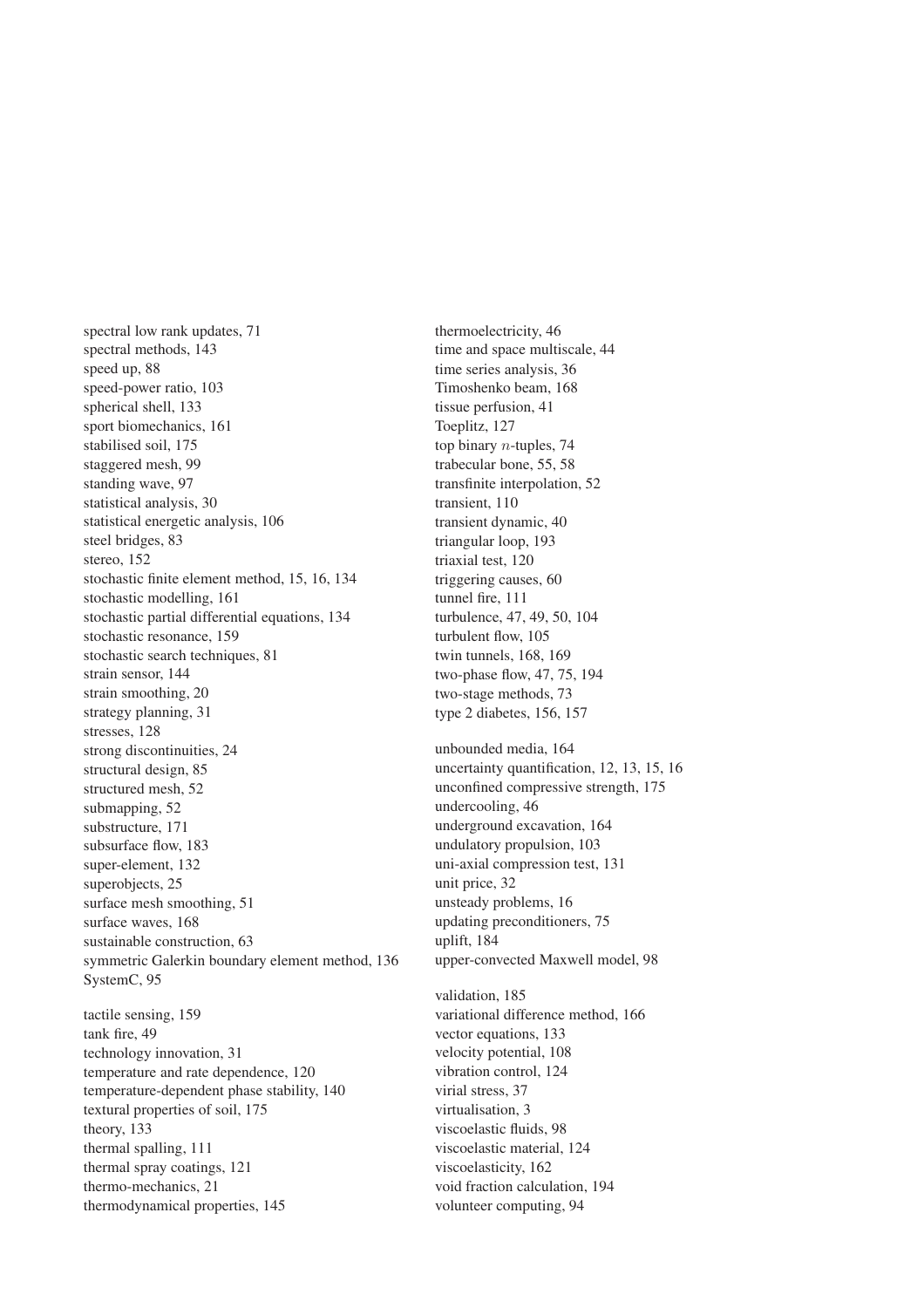spectral low rank updates, 71
spectral methods, 143
speed up, 88
speed-power ratio, 103
spherical shell, 133
sport biomechanics, 161
stabilised soil, 175
staggered mesh, 99
standing wave, 97
statistical analysis, 30
statistical energetic analysis, 106
steel bridges, 83
stereo, 152
stochastic finite element method, 15, 16, 134
stochastic modelling, 161
stochastic partial differential equations, 134
stochastic resonance, 159
stochastic search techniques, 81
strain sensor, 144
strain smoothing, 20
strategy planning, 31
stresses, 128
strong discontinuities, 24
structural design, 85
structured mesh, 52
submapping, 52
substructure, 171
subsurface flow, 183
super-element, 132
superobjects, 25
surface mesh smoothing, 51
surface waves, 168
sustainable construction, 63
symmetric Galerkin boundary element method, 136
SystemC, 95

tactile sensing, 159
tank fire, 49
technology innovation, 31
temperature and rate dependence, 120
temperature-dependent phase stability, 140
textural properties of soil, 175
theory, 133
thermal spalling, 111
thermal spray coatings, 121
thermo-mechanics, 21
thermodynamical properties, 145
thermoelectricity, 46
time and space multiscale, 44
time series analysis, 36
Timoshenko beam, 168
tissue perfusion, 41
Toeplitz, 127
top binary $n$-tuples, 74
trabecular bone, 55, 58
transfinite interpolation, 52
transient, 110
transient dynamic, 40
triangular loop, 193
triaxial test, 120
triggering causes, 60
tunnel fire, 111
turbulence, 47, 49, 50, 104
turbulent flow, 105
twin tunnels, 168, 169
two-phase flow, 47, 75, 194
two-stage methods, 73
type 2 diabetes, 156, 157

unbounded media, 164
uncertainty quantification, 12, 13, 15, 16
unconfined compressive strength, 175
undercooling, 46
underground excavation, 164
undulatory propulsion, 103
uni-axial compression test, 131
unit price, 32
unsteady problems, 16
updating preconditioners, 75
uplift, 184
upper-convected Maxwell model, 98

validation, 185
variational difference method, 166
vector equations, 133
velocity potential, 108
vibration control, 124
virial stress, 37
virtualisation, 3
viscoelastic fluids, 98
viscoelastic material, 124
viscoelasticity, 162
void fraction calculation, 194
volunteer computing, 94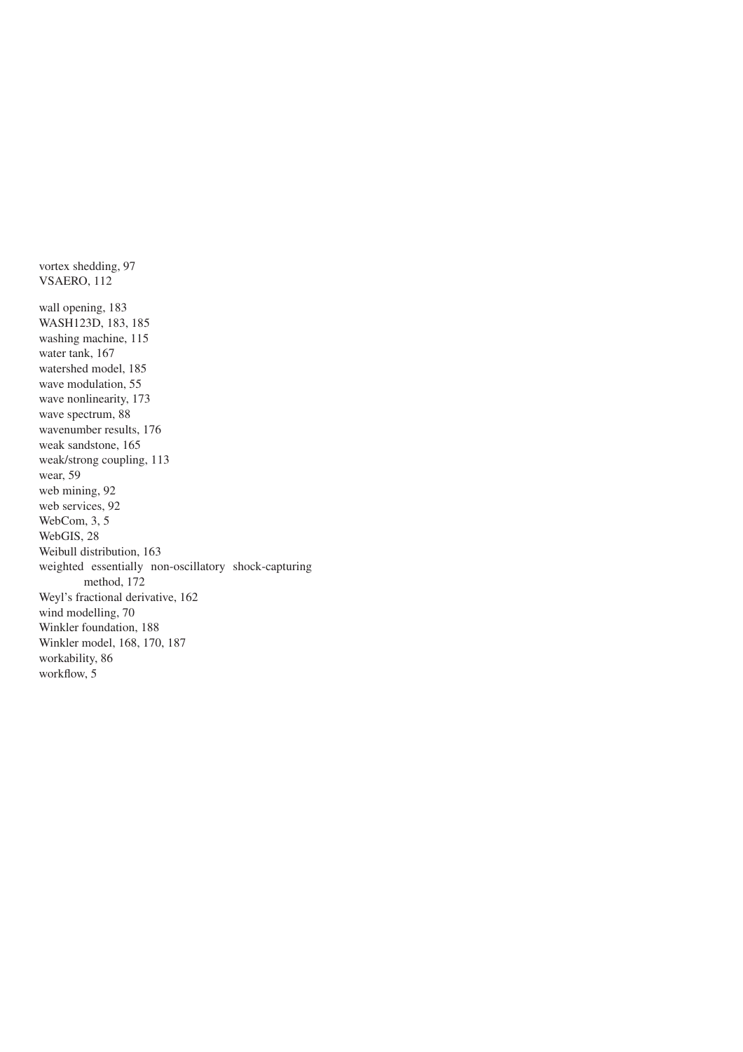vortex shedding, 97
VSAERO, 112

wall opening, 183
WASH123D, 183, 185
washing machine, 115
water tank, 167
watershed model, 185
wave modulation, 55
wave nonlinearity, 173
wave spectrum, 88
wavenumber results, 176
weak sandstone, 165
weak/strong coupling, 113
wear, 59
web mining, 92
web services, 92
WebCom, 3, 5
WebGIS, 28
Weibull distribution, 163
weighted essentially non-oscillatory shock-capturing method, 172
Weyl's fractional derivative, 162
wind modelling, 70
Winkler foundation, 188
Winkler model, 168, 170, 187
workability, 86
workflow, 5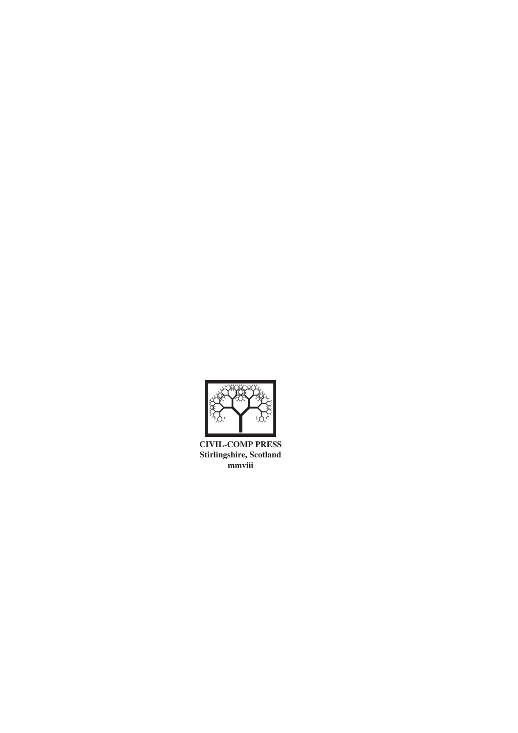**CIVIL-COMP PRESS**
**Stirlingshire, Scotland**
**mmviii**